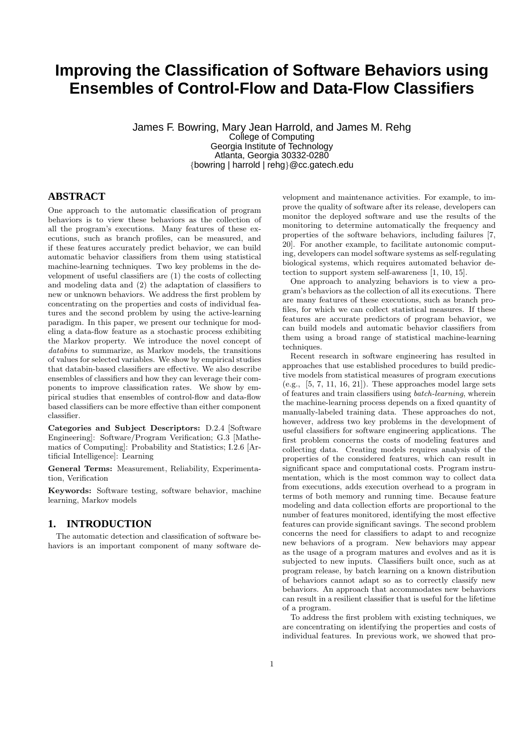# Improving the Classification of Software Behaviors using Ensembles of Control-Flow and Data-Flow Classifiers

James F. Bowring, Mary Jean Harrold, and James M. Rehg
College of Computing
Georgia Institute of Technology
Atlanta, Georgia 30332-0280
{bowring | harrold | rehg}@cc.gatech.edu

## ABSTRACT

One approach to the automatic classification of program behaviors is to view these behaviors as the collection of all the program's executions. Many features of these executions, such as branch profiles, can be measured, and if these features accurately predict behavior, we can build automatic behavior classifiers from them using statistical machine-learning techniques. Two key problems in the development of useful classifiers are (1) the costs of collecting and modeling data and (2) the adaptation of classifiers to new or unknown behaviors. We address the first problem by concentrating on the properties and costs of individual features and the second problem by using the active-learning paradigm. In this paper, we present our technique for modeling a data-flow feature as a stochastic process exhibiting the Markov property. We introduce the novel concept of *databins* to summarize, as Markov models, the transitions of values for selected variables. We show by empirical studies that databin-based classifiers are effective. We also describe ensembles of classifiers and how they can leverage their components to improve classification rates. We show by empirical studies that ensembles of control-flow and data-flow based classifiers can be more effective than either component classifier.

**Categories and Subject Descriptors:** D.2.4 [Software Engineering]: Software/Program Verification; G.3 [Mathematics of Computing]: Probability and Statistics; I.2.6 [Artificial Intelligence]: Learning

**General Terms:** Measurement, Reliability, Experimentation, Verification

**Keywords:** Software testing, software behavior, machine learning, Markov models

## 1. INTRODUCTION

The automatic detection and classification of software behaviors is an important component of many software development and maintenance activities. For example, to improve the quality of software after its release, developers can monitor the deployed software and use the results of the monitoring to determine automatically the frequency and properties of the software behaviors, including failures [7, 20]. For another example, to facilitate autonomic computing, developers can model software systems as self-regulating biological systems, which requires automated behavior detection to support system self-awareness [1, 10, 15].

One approach to analyzing behaviors is to view a program's behaviors as the collection of all its executions. There are many features of these executions, such as branch profiles, for which we can collect statistical measures. If these features are accurate predictors of program behavior, we can build models and automatic behavior classifiers from them using a broad range of statistical machine-learning techniques.

Recent research in software engineering has resulted in approaches that use established procedures to build predictive models from statistical measures of program executions (e.g., [5, 7, 11, 16, 21]). These approaches model large sets of features and train classifiers using *batch-learning*, wherein the machine-learning process depends on a fixed quantity of manually-labeled training data. These approaches do not, however, address two key problems in the development of useful classifiers for software engineering applications. The first problem concerns the costs of modeling features and collecting data. Creating models requires analysis of the properties of the considered features, which can result in significant space and computational costs. Program instrumentation, which is the most common way to collect data from executions, adds execution overhead to a program in terms of both memory and running time. Because feature modeling and data collection efforts are proportional to the number of features monitored, identifying the most effective features can provide significant savings. The second problem concerns the need for classifiers to adapt to and recognize new behaviors of a program. New behaviors may appear as the usage of a program matures and evolves and as it is subjected to new inputs. Classifiers built once, such as at program release, by batch learning on a known distribution of behaviors cannot adapt so as to correctly classify new behaviors. An approach that accommodates new behaviors can result in a resilient classifier that is useful for the lifetime of a program.

To address the first problem with existing techniques, we are concentrating on identifying the properties and costs of individual features. In previous work, we showed that pro-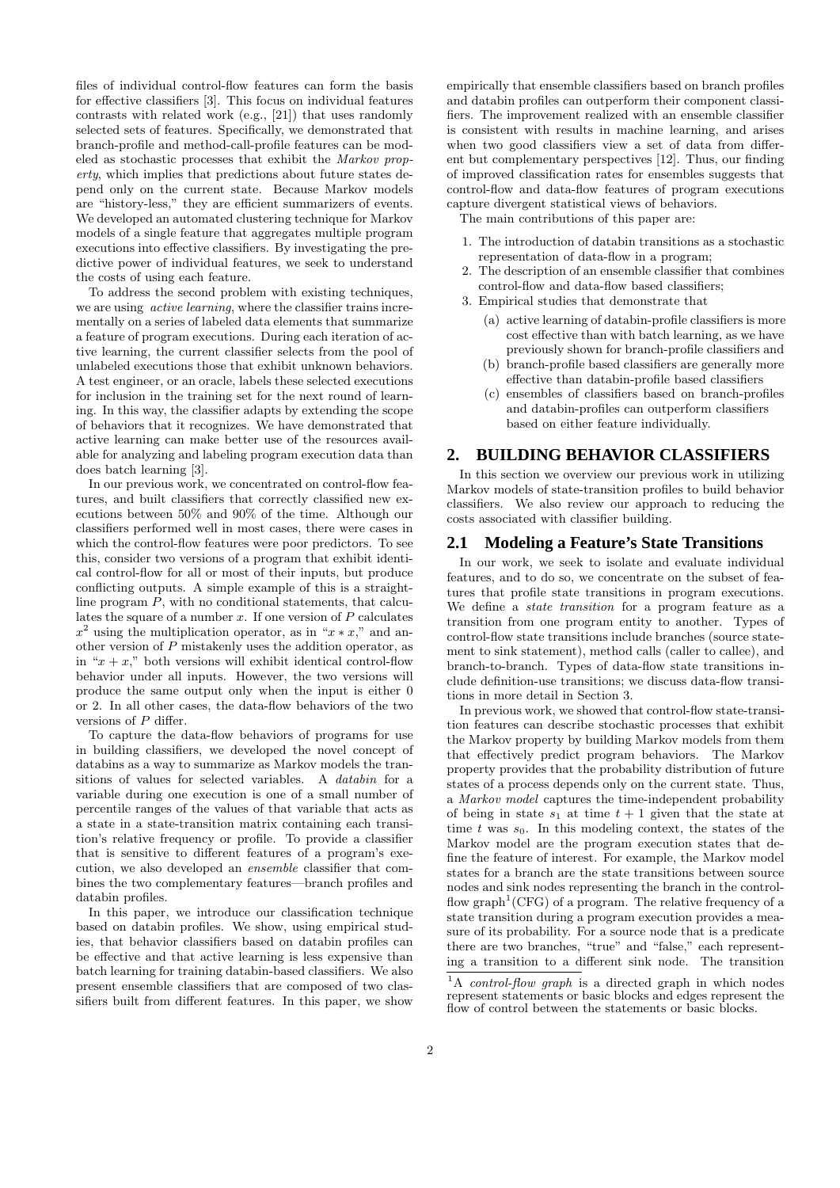files of individual control-flow features can form the basis for effective classifiers [3]. This focus on individual features contrasts with related work (e.g., [21]) that uses randomly selected sets of features. Specifically, we demonstrated that branch-profile and method-call-profile features can be modeled as stochastic processes that exhibit the *Markov property*, which implies that predictions about future states depend only on the current state. Because Markov models are "history-less," they are efficient summarizers of events. We developed an automated clustering technique for Markov models of a single feature that aggregates multiple program executions into effective classifiers. By investigating the predictive power of individual features, we seek to understand the costs of using each feature.

To address the second problem with existing techniques, we are using *active learning*, where the classifier trains incrementally on a series of labeled data elements that summarize a feature of program executions. During each iteration of active learning, the current classifier selects from the pool of unlabeled executions those that exhibit unknown behaviors. A test engineer, or an oracle, labels these selected executions for inclusion in the training set for the next round of learning. In this way, the classifier adapts by extending the scope of behaviors that it recognizes. We have demonstrated that active learning can make better use of the resources available for analyzing and labeling program execution data than does batch learning [3].

In our previous work, we concentrated on control-flow features, and built classifiers that correctly classified new executions between 50% and 90% of the time. Although our classifiers performed well in most cases, there were cases in which the control-flow features were poor predictors. To see this, consider two versions of a program that exhibit identical control-flow for all or most of their inputs, but produce conflicting outputs. A simple example of this is a straight-line program $P$, with no conditional statements, that calculates the square of a number $x$. If one version of $P$ calculates $x^2$ using the multiplication operator, as in "$x * x$," and another version of $P$ mistakenly uses the addition operator, as in "$x + x$," both versions will exhibit identical control-flow behavior under all inputs. However, the two versions will produce the same output only when the input is either 0 or 2. In all other cases, the data-flow behaviors of the two versions of $P$ differ.

To capture the data-flow behaviors of programs for use in building classifiers, we developed the novel concept of databins as a way to summarize as Markov models the transitions of values for selected variables. A *databin* for a variable during one execution is one of a small number of percentile ranges of the values of that variable that acts as a state in a state-transition matrix containing each transition's relative frequency or profile. To provide a classifier that is sensitive to different features of a program's execution, we also developed an *ensemble* classifier that combines the two complementary features—branch profiles and databin profiles.

In this paper, we introduce our classification technique based on databin profiles. We show, using empirical studies, that behavior classifiers based on databin profiles can be effective and that active learning is less expensive than batch learning for training databin-based classifiers. We also present ensemble classifiers that are composed of two classifiers built from different features. In this paper, we show empirically that ensemble classifiers based on branch profiles and databin profiles can outperform their component classifiers. The improvement realized with an ensemble classifier is consistent with results in machine learning, and arises when two good classifiers view a set of data from different but complementary perspectives [12]. Thus, our finding of improved classification rates for ensembles suggests that control-flow and data-flow features of program executions capture divergent statistical views of behaviors.

The main contributions of this paper are:

1. The introduction of databin transitions as a stochastic representation of data-flow in a program;
2. The description of an ensemble classifier that combines control-flow and data-flow based classifiers;
3. Empirical studies that demonstrate that
   (a) active learning of databin-profile classifiers is more cost effective than with batch learning, as we have previously shown for branch-profile classifiers and
   (b) branch-profile based classifiers are generally more effective than databin-profile based classifiers
   (c) ensembles of classifiers based on branch-profiles and databin-profiles can outperform classifiers based on either feature individually.

## 2. BUILDING BEHAVIOR CLASSIFIERS

In this section we overview our previous work in utilizing Markov models of state-transition profiles to build behavior classifiers. We also review our approach to reducing the costs associated with classifier building.

### 2.1 Modeling a Feature's State Transitions

In our work, we seek to isolate and evaluate individual features, and to do so, we concentrate on the subset of features that profile state transitions in program executions. We define a *state transition* for a program feature as a transition from one program entity to another. Types of control-flow state transitions include branches (source statement to sink statement), method calls (caller to callee), and branch-to-branch. Types of data-flow state transitions include definition-use transitions; we discuss data-flow transitions in more detail in Section 3.

In previous work, we showed that control-flow state-transition features can describe stochastic processes that exhibit the Markov property by building Markov models from them that effectively predict program behaviors. The Markov property provides that the probability distribution of future states of a process depends only on the current state. Thus, a *Markov model* captures the time-independent probability of being in state $s_1$ at time $t + 1$ given that the state at time $t$ was $s_0$. In this modeling context, the states of the Markov model are the program execution states that define the feature of interest. For example, the Markov model states for a branch are the state transitions between source nodes and sink nodes representing the branch in the control-flow graph[1] (CFG) of a program. The relative frequency of a state transition during a program execution provides a measure of its probability. For a source node that is a predicate there are two branches, "true" and "false," each representing a transition to a different sink node. The transition

[1] A *control-flow graph* is a directed graph in which nodes represent statements or basic blocks and edges represent the flow of control between the statements or basic blocks.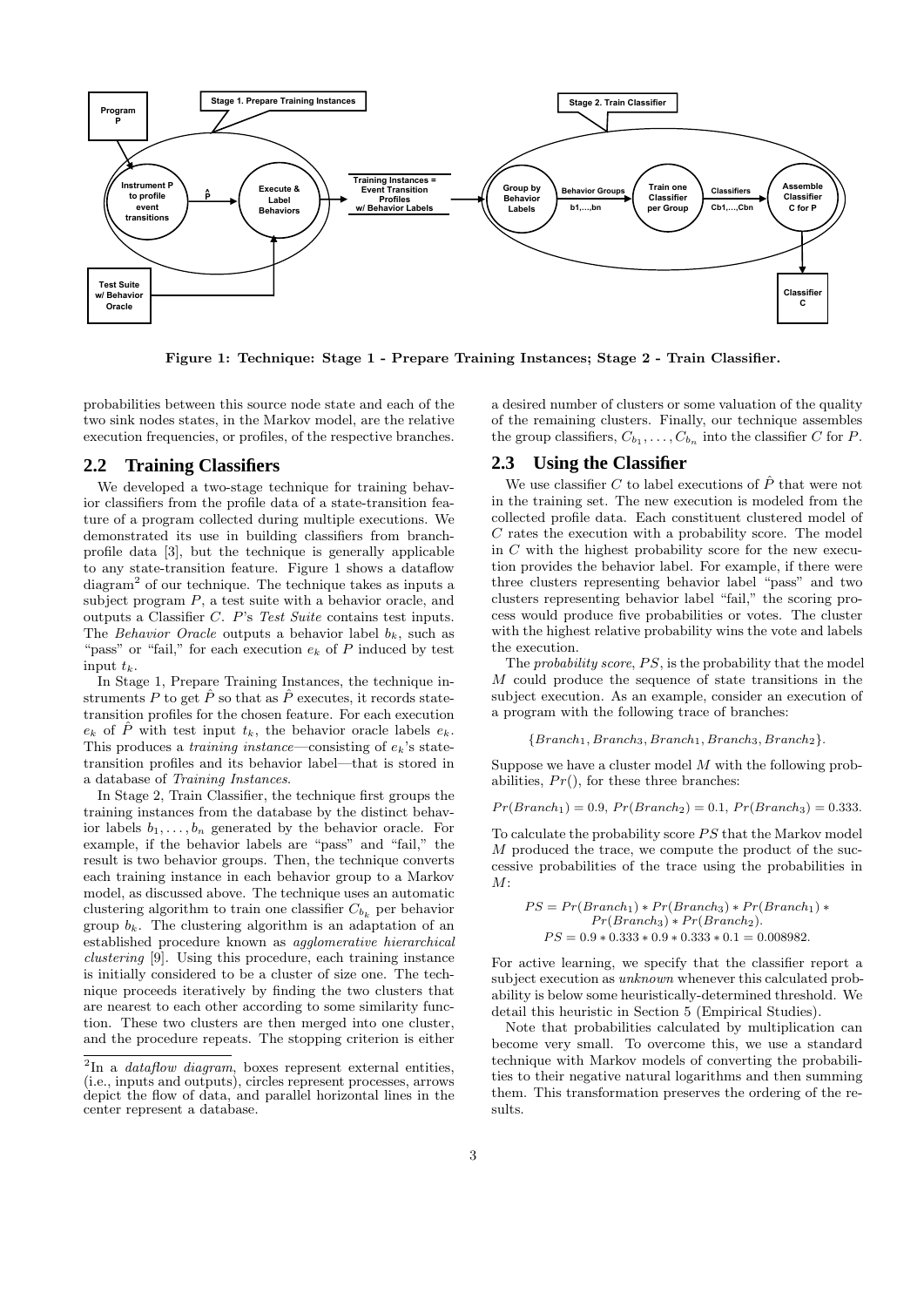Figure 1: Technique: Stage 1 - Prepare Training Instances; Stage 2 - Train Classifier.

probabilities between this source node state and each of the two sink nodes states, in the Markov model, are the relative execution frequencies, or profiles, of the respective branches.

## 2.2 Training Classifiers

We developed a two-stage technique for training behavior classifiers from the profile data of a state-transition feature of a program collected during multiple executions. We demonstrated its use in building classifiers from branch-profile data [3], but the technique is generally applicable to any state-transition feature. Figure 1 shows a dataflow diagram[2] of our technique. The technique takes as inputs a subject program $P$, a test suite with a behavior oracle, and outputs a Classifier $C$. $P$'s *Test Suite* contains test inputs. The *Behavior Oracle* outputs a behavior label $b_k$, such as "pass" or "fail," for each execution $e_k$ of $P$ induced by test input $t_k$.

In Stage 1, Prepare Training Instances, the technique instruments $P$ to get $\hat{P}$ so that as $\hat{P}$ executes, it records state-transition profiles for the chosen feature. For each execution $e_k$ of $\hat{P}$ with test input $t_k$, the behavior oracle labels $e_k$. This produces a *training instance*—consisting of $e_k$'s state-transition profiles and its behavior label—that is stored in a database of *Training Instances*.

In Stage 2, Train Classifier, the technique first groups the training instances from the database by the distinct behavior labels $b_1, \ldots, b_n$ generated by the behavior oracle. For example, if the behavior labels are "pass" and "fail," the result is two behavior groups. Then, the technique converts each training instance in each behavior group to a Markov model, as discussed above. The technique uses an automatic clustering algorithm to train one classifier $C_{b_k}$ per behavior group $b_k$. The clustering algorithm is an adaptation of an established procedure known as *agglomerative hierarchical clustering* [9]. Using this procedure, each training instance is initially considered to be a cluster of size one. The technique proceeds iteratively by finding the two clusters that are nearest to each other according to some similarity function. These two clusters are then merged into one cluster, and the procedure repeats. The stopping criterion is either a desired number of clusters or some valuation of the quality of the remaining clusters. Finally, our technique assembles the group classifiers, $C_{b_1}, \ldots, C_{b_n}$ into the classifier $C$ for $P$.

[2]In a *dataflow diagram*, boxes represent external entities, (i.e., inputs and outputs), circles represent processes, arrows depict the flow of data, and parallel horizontal lines in the center represent a database.

## 2.3 Using the Classifier

We use classifier $C$ to label executions of $\hat{P}$ that were not in the training set. The new execution is modeled from the collected profile data. Each constituent clustered model of $C$ rates the execution with a probability score. The model in $C$ with the highest probability score for the new execution provides the behavior label. For example, if there were three clusters representing behavior label "pass" and two clusters representing behavior label "fail," the scoring process would produce five probabilities or votes. The cluster with the highest relative probability wins the vote and labels the execution.

The *probability score*, $PS$, is the probability that the model $M$ could produce the sequence of state transitions in the subject execution. As an example, consider an execution of a program with the following trace of branches:

$$\{Branch_1, Branch_3, Branch_1, Branch_3, Branch_2\}.$$

Suppose we have a cluster model $M$ with the following probabilities, $Pr()$, for these three branches:

$$Pr(Branch_1) = 0.9,\ Pr(Branch_2) = 0.1,\ Pr(Branch_3) = 0.333.$$

To calculate the probability score $PS$ that the Markov model $M$ produced the trace, we compute the product of the successive probabilities of the trace using the probabilities in $M$:

$$PS = Pr(Branch_1) * Pr(Branch_3) * Pr(Branch_1) * Pr(Branch_3) * Pr(Branch_2).$$
$$PS = 0.9 * 0.333 * 0.9 * 0.333 * 0.1 = 0.008982.$$

For active learning, we specify that the classifier report a subject execution as *unknown* whenever this calculated probability is below some heuristically-determined threshold. We detail this heuristic in Section 5 (Empirical Studies).

Note that probabilities calculated by multiplication can become very small. To overcome this, we use a standard technique with Markov models of converting the probabilities to their negative natural logarithms and then summing them. This transformation preserves the ordering of the results.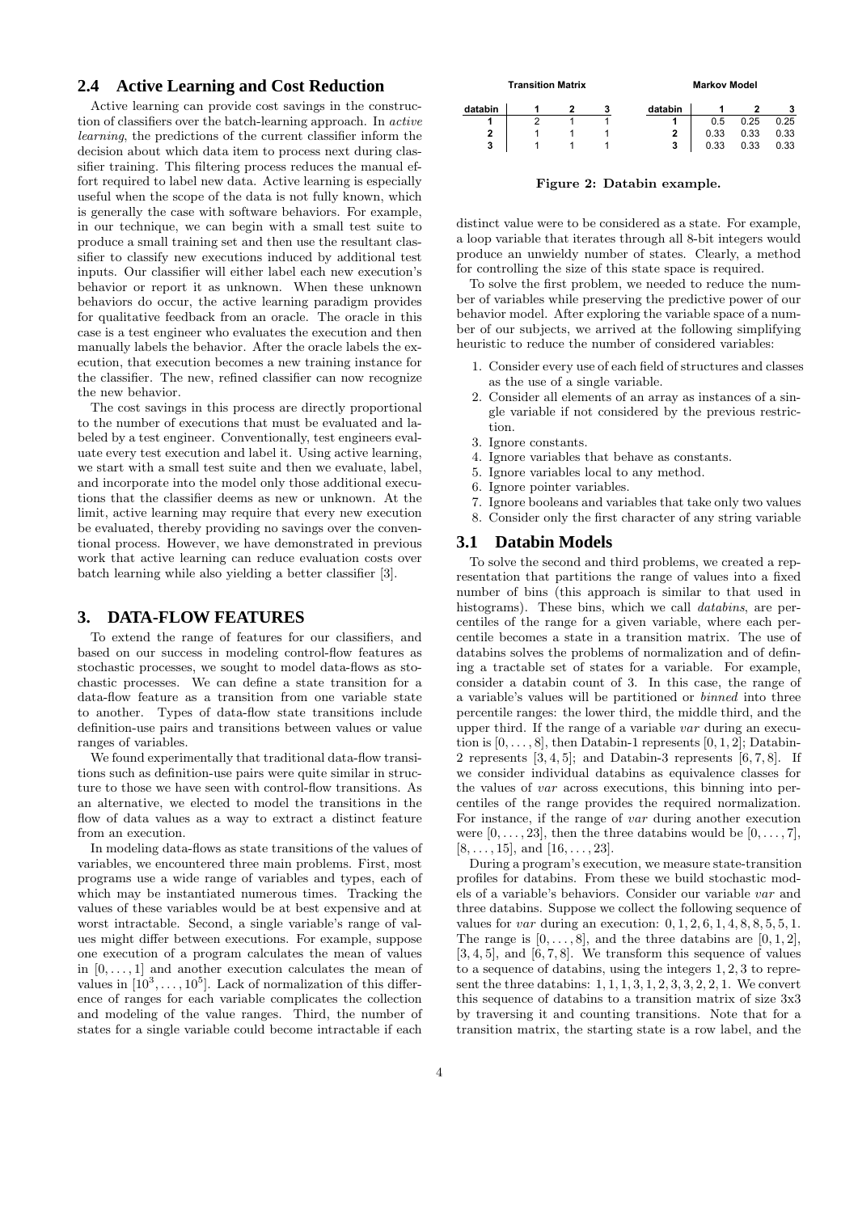## 2.4 Active Learning and Cost Reduction

Active learning can provide cost savings in the construction of classifiers over the batch-learning approach. In *active learning*, the predictions of the current classifier inform the decision about which data item to process next during classifier training. This filtering process reduces the manual effort required to label new data. Active learning is especially useful when the scope of the data is not fully known, which is generally the case with software behaviors. For example, in our technique, we can begin with a small test suite to produce a small training set and then use the resultant classifier to classify new executions induced by additional test inputs. Our classifier will either label each new execution's behavior or report it as unknown. When these unknown behaviors do occur, the active learning paradigm provides for qualitative feedback from an oracle. The oracle in this case is a test engineer who evaluates the execution and then manually labels the behavior. After the oracle labels the execution, that execution becomes a new training instance for the classifier. The new, refined classifier can now recognize the new behavior.

The cost savings in this process are directly proportional to the number of executions that must be evaluated and labeled by a test engineer. Conventionally, test engineers evaluate every test execution and label it. Using active learning, we start with a small test suite and then we evaluate, label, and incorporate into the model only those additional executions that the classifier deems as new or unknown. At the limit, active learning may require that every new execution be evaluated, thereby providing no savings over the conventional process. However, we have demonstrated in previous work that active learning can reduce evaluation costs over batch learning while also yielding a better classifier [3].

# 3. DATA-FLOW FEATURES

To extend the range of features for our classifiers, and based on our success in modeling control-flow features as stochastic processes, we sought to model data-flows as stochastic processes. We can define a state transition for a data-flow feature as a transition from one variable state to another. Types of data-flow state transitions include definition-use pairs and transitions between values or value ranges of variables.

We found experimentally that traditional data-flow transitions such as definition-use pairs were quite similar in structure to those we have seen with control-flow transitions. As an alternative, we elected to model the transitions in the flow of data values as a way to extract a distinct feature from an execution.

In modeling data-flows as state transitions of the values of variables, we encountered three main problems. First, most programs use a wide range of variables and types, each of which may be instantiated numerous times. Tracking the values of these variables would be at best expensive and at worst intractable. Second, a single variable's range of values might differ between executions. For example, suppose one execution of a program calculates the mean of values in $[0, \ldots, 1]$ and another execution calculates the mean of values in $[10^3, \ldots, 10^5]$. Lack of normalization of this difference of ranges for each variable complicates the collection and modeling of the value ranges. Third, the number of states for a single variable could become intractable if each distinct value were to be considered as a state. For example, a loop variable that iterates through all 8-bit integers would produce an unwieldy number of states. Clearly, a method for controlling the size of this state space is required.

**Transition Matrix**

| databin | 1 | 2 | 3 |
|---|---|---|---|
| 1 | 2 | 1 | 1 |
| 2 | 1 | 1 | 1 |
| 3 | 1 | 1 | 1 |

**Markov Model**

| databin | 1 | 2 | 3 |
|---|---|---|---|
| 1 | 0.5 | 0.25 | 0.25 |
| 2 | 0.33 | 0.33 | 0.33 |
| 3 | 0.33 | 0.33 | 0.33 |

**Figure 2: Databin example.**

To solve the first problem, we needed to reduce the number of variables while preserving the predictive power of our behavior model. After exploring the variable space of a number of our subjects, we arrived at the following simplifying heuristic to reduce the number of considered variables:

1. Consider every use of each field of structures and classes as the use of a single variable.
2. Consider all elements of an array as instances of a single variable if not considered by the previous restriction.
3. Ignore constants.
4. Ignore variables that behave as constants.
5. Ignore variables local to any method.
6. Ignore pointer variables.
7. Ignore booleans and variables that take only two values
8. Consider only the first character of any string variable

## 3.1 Databin Models

To solve the second and third problems, we created a representation that partitions the range of values into a fixed number of bins (this approach is similar to that used in histograms). These bins, which we call *databins*, are percentiles of the range for a given variable, where each percentile becomes a state in a transition matrix. The use of databins solves the problems of normalization and of defining a tractable set of states for a variable. For example, consider a databin count of 3. In this case, the range of a variable's values will be partitioned or *binned* into three percentile ranges: the lower third, the middle third, and the upper third. If the range of a variable *var* during an execution is $[0, \ldots, 8]$, then Databin-1 represents $[0, 1, 2]$; Databin-2 represents $[3, 4, 5]$; and Databin-3 represents $[6, 7, 8]$. If we consider individual databins as equivalence classes for the values of *var* across executions, this binning into percentiles of the range provides the required normalization. For instance, if the range of *var* during another execution were $[0, \ldots, 23]$, then the three databins would be $[0, \ldots, 7]$, $[8, \ldots, 15]$, and $[16, \ldots, 23]$.

During a program's execution, we measure state-transition profiles for databins. From these we build stochastic models of a variable's behaviors. Consider our variable *var* and three databins. Suppose we collect the following sequence of values for *var* during an execution: $0, 1, 2, 6, 1, 4, 8, 8, 5, 5, 1$. The range is $[0, \ldots, 8]$, and the three databins are $[0, 1, 2]$, $[3, 4, 5]$, and $[6, 7, 8]$. We transform this sequence of values to a sequence of databins, using the integers $1, 2, 3$ to represent the three databins: $1, 1, 1, 3, 1, 2, 3, 3, 2, 2, 1$. We convert this sequence of databins to a transition matrix of size 3x3 by traversing it and counting transitions. Note that for a transition matrix, the starting state is a row label, and the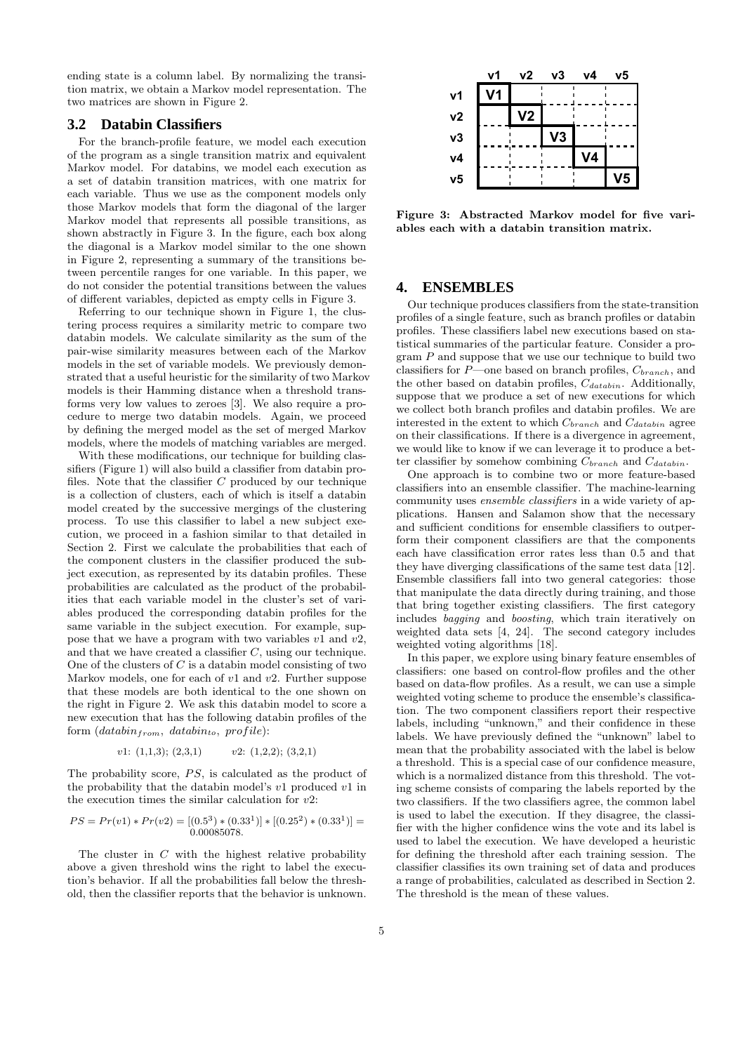ending state is a column label. By normalizing the transition matrix, we obtain a Markov model representation. The two matrices are shown in Figure 2.

## 3.2 Databin Classifiers

For the branch-profile feature, we model each execution of the program as a single transition matrix and equivalent Markov model. For databins, we model each execution as a set of databin transition matrices, with one matrix for each variable. Thus we use as the component models only those Markov models that form the diagonal of the larger Markov model that represents all possible transitions, as shown abstractly in Figure 3. In the figure, each box along the diagonal is a Markov model similar to the one shown in Figure 2, representing a summary of the transitions between percentile ranges for one variable. In this paper, we do not consider the potential transitions between the values of different variables, depicted as empty cells in Figure 3.

Referring to our technique shown in Figure 1, the clustering process requires a similarity metric to compare two databin models. We calculate similarity as the sum of the pair-wise similarity measures between each of the Markov models in the set of variable models. We previously demonstrated that a useful heuristic for the similarity of two Markov models is their Hamming distance when a threshold transforms very low values to zeroes [3]. We also require a procedure to merge two databin models. Again, we proceed by defining the merged model as the set of merged Markov models, where the models of matching variables are merged.

With these modifications, our technique for building classifiers (Figure 1) will also build a classifier from databin profiles. Note that the classifier $C$ produced by our technique is a collection of clusters, each of which is itself a databin model created by the successive mergings of the clustering process. To use this classifier to label a new subject execution, we proceed in a fashion similar to that detailed in Section 2. First we calculate the probabilities that each of the component clusters in the classifier produced the subject execution, as represented by its databin profiles. These probabilities are calculated as the product of the probabilities that each variable model in the cluster's set of variables produced the corresponding databin profiles for the same variable in the subject execution. For example, suppose that we have a program with two variables $v1$ and $v2$, and that we have created a classifier $C$, using our technique. One of the clusters of $C$ is a databin model consisting of two Markov models, one for each of $v1$ and $v2$. Further suppose that these models are both identical to the one shown on the right in Figure 2. We ask this databin model to score a new execution that has the following databin profiles of the form ($databin_{from}$, $databin_{to}$, $profile$):

$v1$: (1,1,3); (2,3,1) $\quad\quad$ $v2$: (1,2,2); (3,2,1)

The probability score, $PS$, is calculated as the product of the probability that the databin model's $v1$ produced $v1$ in the execution times the similar calculation for $v2$:

$$PS = Pr(v1) * Pr(v2) = [(0.5^3) * (0.33^1)] * [(0.25^2) * (0.33^1)] = 0.00085078.$$

The cluster in $C$ with the highest relative probability above a given threshold wins the right to label the execution's behavior. If all the probabilities fall below the threshold, then the classifier reports that the behavior is unknown.

| | v1 | v2 | v3 | v4 | v5 |
|---|---|---|---|---|---|
| v1 | V1 | | | | |
| v2 | | V2 | | | |
| v3 | | | V3 | | |
| v4 | | | | V4 | |
| v5 | | | | | V5 |

**Figure 3: Abstracted Markov model for five variables each with a databin transition matrix.**

# 4. ENSEMBLES

Our technique produces classifiers from the state-transition profiles of a single feature, such as branch profiles or databin profiles. These classifiers label new executions based on statistical summaries of the particular feature. Consider a program $P$ and suppose that we use our technique to build two classifiers for $P$—one based on branch profiles, $C_{branch}$, and the other based on databin profiles, $C_{databin}$. Additionally, suppose that we produce a set of new executions for which we collect both branch profiles and databin profiles. We are interested in the extent to which $C_{branch}$ and $C_{databin}$ agree on their classifications. If there is a divergence in agreement, we would like to know if we can leverage it to produce a better classifier by somehow combining $C_{branch}$ and $C_{databin}$.

One approach is to combine two or more feature-based classifiers into an ensemble classifier. The machine-learning community uses *ensemble classifiers* in a wide variety of applications. Hansen and Salamon show that the necessary and sufficient conditions for ensemble classifiers to outperform their component classifiers are that the components each have classification error rates less than 0.5 and that they have diverging classifications of the same test data [12]. Ensemble classifiers fall into two general categories: those that manipulate the data directly during training, and those that bring together existing classifiers. The first category includes *bagging* and *boosting*, which train iteratively on weighted data sets [4, 24]. The second category includes weighted voting algorithms [18].

In this paper, we explore using binary feature ensembles of classifiers: one based on control-flow profiles and the other based on data-flow profiles. As a result, we can use a simple weighted voting scheme to produce the ensemble's classification. The two component classifiers report their respective labels, including "unknown," and their confidence in these labels. We have previously defined the "unknown" label to mean that the probability associated with the label is below a threshold. This is a special case of our confidence measure, which is a normalized distance from this threshold. The voting scheme consists of comparing the labels reported by the two classifiers. If the two classifiers agree, the common label is used to label the execution. If they disagree, the classifier with the higher confidence wins the vote and its label is used to label the execution. We have developed a heuristic for defining the threshold after each training session. The classifier classifies its own training set of data and produces a range of probabilities, calculated as described in Section 2. The threshold is the mean of these values.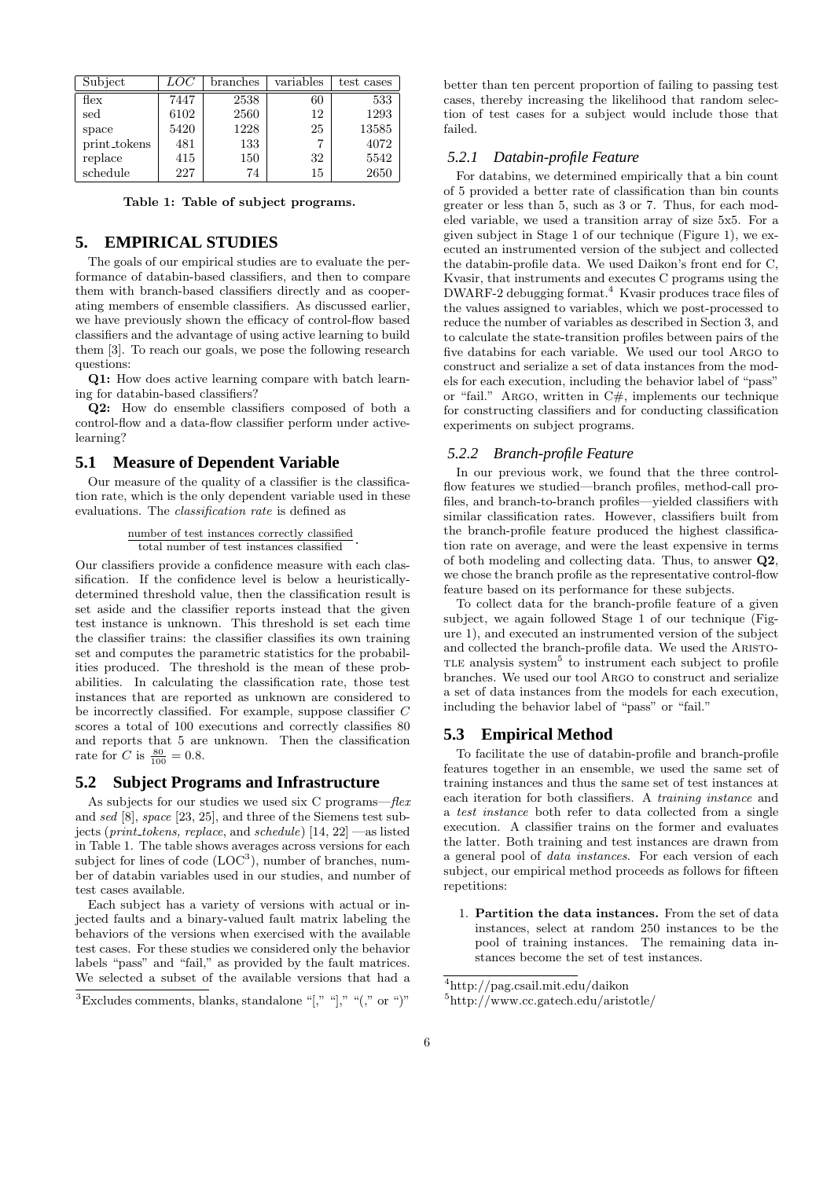| Subject | $LOC$ | branches | variables | test cases |
|---|---|---|---|---|
| flex | 7447 | 2538 | 60 | 533 |
| sed | 6102 | 2560 | 12 | 1293 |
| space | 5420 | 1228 | 25 | 13585 |
| print_tokens | 481 | 133 | 7 | 4072 |
| replace | 415 | 150 | 32 | 5542 |
| schedule | 227 | 74 | 15 | 2650 |

**Table 1: Table of subject programs.**

## 5. EMPIRICAL STUDIES

The goals of our empirical studies are to evaluate the performance of databin-based classifiers, and then to compare them with branch-based classifiers directly and as cooperating members of ensemble classifiers. As discussed earlier, we have previously shown the efficacy of control-flow based classifiers and the advantage of using active learning to build them [3]. To reach our goals, we pose the following research questions:

**Q1:** How does active learning compare with batch learning for databin-based classifiers?

**Q2:** How do ensemble classifiers composed of both a control-flow and a data-flow classifier perform under active-learning?

### 5.1 Measure of Dependent Variable

Our measure of the quality of a classifier is the classification rate, which is the only dependent variable used in these evaluations. The *classification rate* is defined as

$$\frac{\text{number of test instances correctly classified}}{\text{total number of test instances classified}}.$$

Our classifiers provide a confidence measure with each classification. If the confidence level is below a heuristically-determined threshold value, then the classification result is set aside and the classifier reports instead that the given test instance is unknown. This threshold is set each time the classifier trains: the classifier classifies its own training set and computes the parametric statistics for the probabilities produced. The threshold is the mean of these probabilities. In calculating the classification rate, those test instances that are reported as unknown are considered to be incorrectly classified. For example, suppose classifier $C$ scores a total of 100 executions and correctly classifies 80 and reports that 5 are unknown. Then the classification rate for $C$ is $\frac{80}{100} = 0.8$.

### 5.2 Subject Programs and Infrastructure

As subjects for our studies we used six C programs—*flex* and *sed* [8], *space* [23, 25], and three of the Siemens test subjects (*print_tokens, replace*, and *schedule*) [14, 22] —as listed in Table 1. The table shows averages across versions for each subject for lines of code (LOC[3]), number of branches, number of databin variables used in our studies, and number of test cases available.

Each subject has a variety of versions with actual or injected faults and a binary-valued fault matrix labeling the behaviors of the versions when exercised with the available test cases. For these studies we considered only the behavior labels "pass" and "fail," as provided by the fault matrices. We selected a subset of the available versions that had a better than ten percent proportion of failing to passing test cases, thereby increasing the likelihood that random selection of test cases for a subject would include those that failed.

#### 5.2.1 Databin-profile Feature

For databins, we determined empirically that a bin count of 5 provided a better rate of classification than bin counts greater or less than 5, such as 3 or 7. Thus, for each modeled variable, we used a transition array of size 5x5. For a given subject in Stage 1 of our technique (Figure 1), we executed an instrumented version of the subject and collected the databin-profile data. We used Daikon's front end for C, Kvasir, that instruments and executes C programs using the DWARF-2 debugging format.[4] Kvasir produces trace files of the values assigned to variables, which we post-processed to reduce the number of variables as described in Section 3, and to calculate the state-transition profiles between pairs of the five databins for each variable. We used our tool Argo to construct and serialize a set of data instances from the models for each execution, including the behavior label of "pass" or "fail." Argo, written in C#, implements our technique for constructing classifiers and for conducting classification experiments on subject programs.

#### 5.2.2 Branch-profile Feature

In our previous work, we found that the three control-flow features we studied—branch profiles, method-call profiles, and branch-to-branch profiles—yielded classifiers with similar classification rates. However, classifiers built from the branch-profile feature produced the highest classification rate on average, and were the least expensive in terms of both modeling and collecting data. Thus, to answer **Q2**, we chose the branch profile as the representative control-flow feature based on its performance for these subjects.

To collect data for the branch-profile feature of a given subject, we again followed Stage 1 of our technique (Figure 1), and executed an instrumented version of the subject and collected the branch-profile data. We used the Aristotle analysis system[5] to instrument each subject to profile branches. We used our tool Argo to construct and serialize a set of data instances from the models for each execution, including the behavior label of "pass" or "fail."

### 5.3 Empirical Method

To facilitate the use of databin-profile and branch-profile features together in an ensemble, we used the same set of training instances and thus the same set of test instances at each iteration for both classifiers. A *training instance* and a *test instance* both refer to data collected from a single execution. A classifier trains on the former and evaluates the latter. Both training and test instances are drawn from a general pool of *data instances*. For each version of each subject, our empirical method proceeds as follows for fifteen repetitions:

1. **Partition the data instances.** From the set of data instances, select at random 250 instances to be the pool of training instances. The remaining data instances become the set of test instances.

[3]Excludes comments, blanks, standalone "[," "]," "(," or ")"

[4]http://pag.csail.mit.edu/daikon

[5]http://www.cc.gatech.edu/aristotle/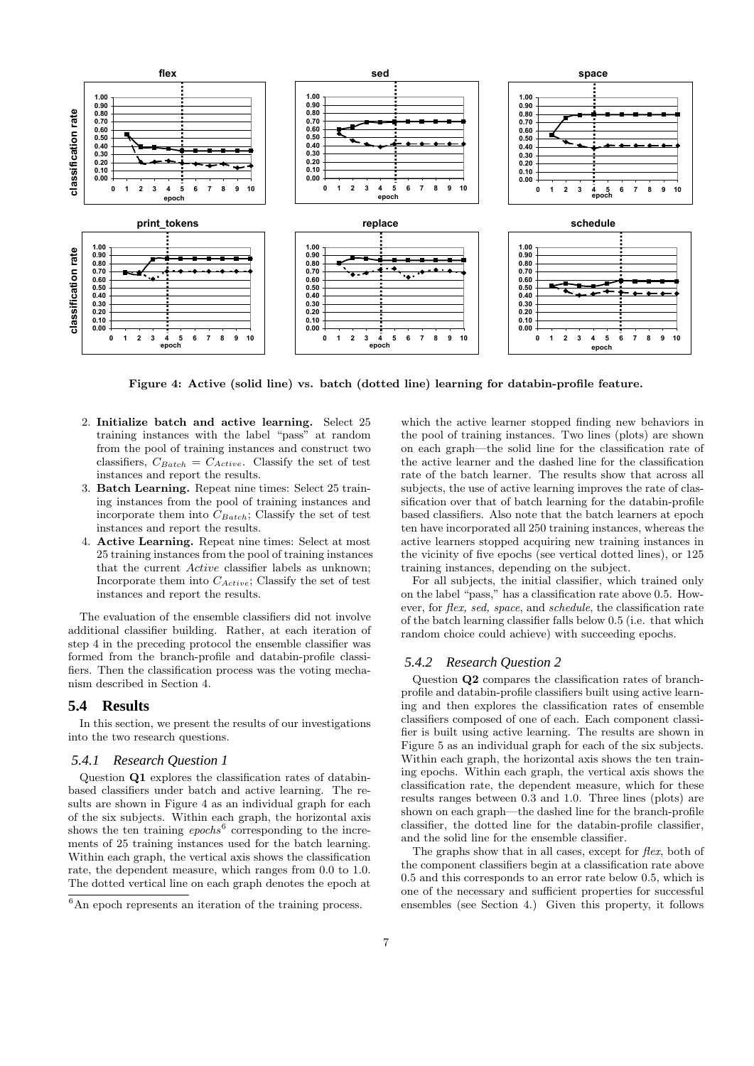Figure 4: Active (solid line) vs. batch (dotted line) learning for databin-profile feature.

2. **Initialize batch and active learning.** Select 25 training instances with the label "pass" at random from the pool of training instances and construct two classifiers, $C_{Batch} = C_{Active}$. Classify the set of test instances and report the results.
3. **Batch Learning.** Repeat nine times: Select 25 training instances from the pool of training instances and incorporate them into $C_{Batch}$; Classify the set of test instances and report the results.
4. **Active Learning.** Repeat nine times: Select at most 25 training instances from the pool of training instances that the current *Active* classifier labels as unknown; Incorporate them into $C_{Active}$; Classify the set of test instances and report the results.

The evaluation of the ensemble classifiers did not involve additional classifier building. Rather, at each iteration of step 4 in the preceding protocol the ensemble classifier was formed from the branch-profile and databin-profile classifiers. Then the classification process was the voting mechanism described in Section 4.

## 5.4 Results

In this section, we present the results of our investigations into the two research questions.

### 5.4.1 Research Question 1

Question **Q1** explores the classification rates of databin-based classifiers under batch and active learning. The results are shown in Figure 4 as an individual graph for each of the six subjects. Within each graph, the horizontal axis shows the ten training *epochs*[6] corresponding to the increments of 25 training instances used for the batch learning. Within each graph, the vertical axis shows the classification rate, the dependent measure, which ranges from 0.0 to 1.0. The dotted vertical line on each graph denotes the epoch at which the active learner stopped finding new behaviors in the pool of training instances. Two lines (plots) are shown on each graph—the solid line for the classification rate of the active learner and the dashed line for the classification rate of the batch learner. The results show that across all subjects, the use of active learning improves the rate of classification over that of batch learning for the databin-profile based classifiers. Also note that the batch learners at epoch ten have incorporated all 250 training instances, whereas the active learners stopped acquiring new training instances in the vicinity of five epochs (see vertical dotted lines), or 125 training instances, depending on the subject.

For all subjects, the initial classifier, which trained only on the label "pass," has a classification rate above 0.5. However, for *flex, sed, space*, and *schedule*, the classification rate of the batch learning classifier falls below 0.5 (i.e. that which random choice could achieve) with succeeding epochs.

### 5.4.2 Research Question 2

Question **Q2** compares the classification rates of branch-profile and databin-profile classifiers built using active learning and then explores the classification rates of ensemble classifiers composed of one of each. Each component classifier is built using active learning. The results are shown in Figure 5 as an individual graph for each of the six subjects. Within each graph, the horizontal axis shows the ten training epochs. Within each graph, the vertical axis shows the classification rate, the dependent measure, which for these results ranges between 0.3 and 1.0. Three lines (plots) are shown on each graph—the dashed line for the branch-profile classifier, the dotted line for the databin-profile classifier, and the solid line for the ensemble classifier.

The graphs show that in all cases, except for *flex*, both of the component classifiers begin at a classification rate above 0.5 and this corresponds to an error rate below 0.5, which is one of the necessary and sufficient properties for successful ensembles (see Section 4.) Given this property, it follows

[6] An epoch represents an iteration of the training process.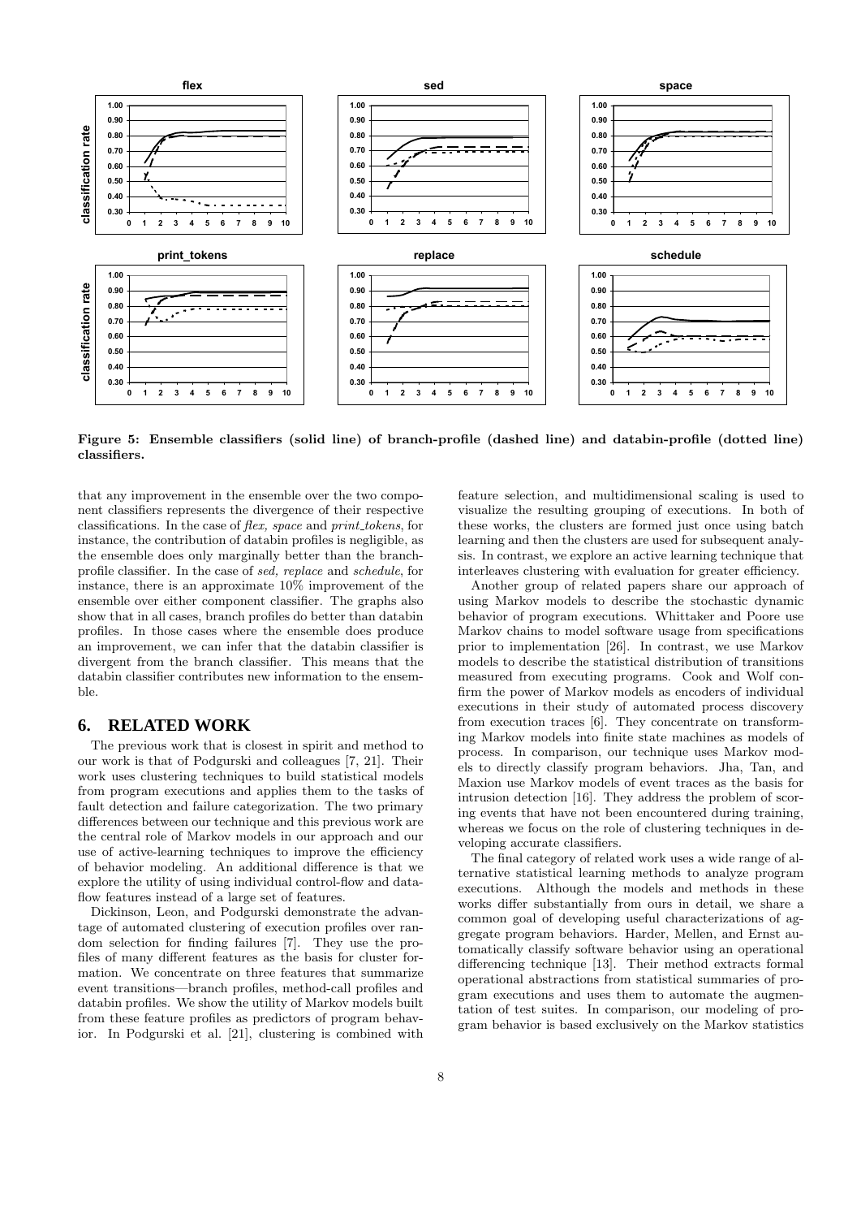Figure 5: Ensemble classifiers (solid line) of branch-profile (dashed line) and databin-profile (dotted line) classifiers.

that any improvement in the ensemble over the two component classifiers represents the divergence of their respective classifications. In the case of *flex, space* and *print_tokens*, for instance, the contribution of databin profiles is negligible, as the ensemble does only marginally better than the branch-profile classifier. In the case of *sed, replace* and *schedule*, for instance, there is an approximate 10% improvement of the ensemble over either component classifier. The graphs also show that in all cases, branch profiles do better than databin profiles. In those cases where the ensemble does produce an improvement, we can infer that the databin classifier is divergent from the branch classifier. This means that the databin classifier contributes new information to the ensemble.

## 6. RELATED WORK

The previous work that is closest in spirit and method to our work is that of Podgurski and colleagues [7, 21]. Their work uses clustering techniques to build statistical models from program executions and applies them to the tasks of fault detection and failure categorization. The two primary differences between our technique and this previous work are the central role of Markov models in our approach and our use of active-learning techniques to improve the efficiency of behavior modeling. An additional difference is that we explore the utility of using individual control-flow and data-flow features instead of a large set of features.

Dickinson, Leon, and Podgurski demonstrate the advantage of automated clustering of execution profiles over random selection for finding failures [7]. They use the profiles of many different features as the basis for cluster formation. We concentrate on three features that summarize event transitions—branch profiles, method-call profiles and databin profiles. We show the utility of Markov models built from these feature profiles as predictors of program behavior. In Podgurski et al. [21], clustering is combined with feature selection, and multidimensional scaling is used to visualize the resulting grouping of executions. In both of these works, the clusters are formed just once using batch learning and then the clusters are used for subsequent analysis. In contrast, we explore an active learning technique that interleaves clustering with evaluation for greater efficiency.

Another group of related papers share our approach of using Markov models to describe the stochastic dynamic behavior of program executions. Whittaker and Poore use Markov chains to model software usage from specifications prior to implementation [26]. In contrast, we use Markov models to describe the statistical distribution of transitions measured from executing programs. Cook and Wolf confirm the power of Markov models as encoders of individual executions in their study of automated process discovery from execution traces [6]. They concentrate on transforming Markov models into finite state machines as models of process. In comparison, our technique uses Markov models to directly classify program behaviors. Jha, Tan, and Maxion use Markov models of event traces as the basis for intrusion detection [16]. They address the problem of scoring events that have not been encountered during training, whereas we focus on the role of clustering techniques in developing accurate classifiers.

The final category of related work uses a wide range of alternative statistical learning methods to analyze program executions. Although the models and methods in these works differ substantially from ours in detail, we share a common goal of developing useful characterizations of aggregate program behaviors. Harder, Mellen, and Ernst automatically classify software behavior using an operational differencing technique [13]. Their method extracts formal operational abstractions from statistical summaries of program executions and uses them to automate the augmentation of test suites. In comparison, our modeling of program behavior is based exclusively on the Markov statistics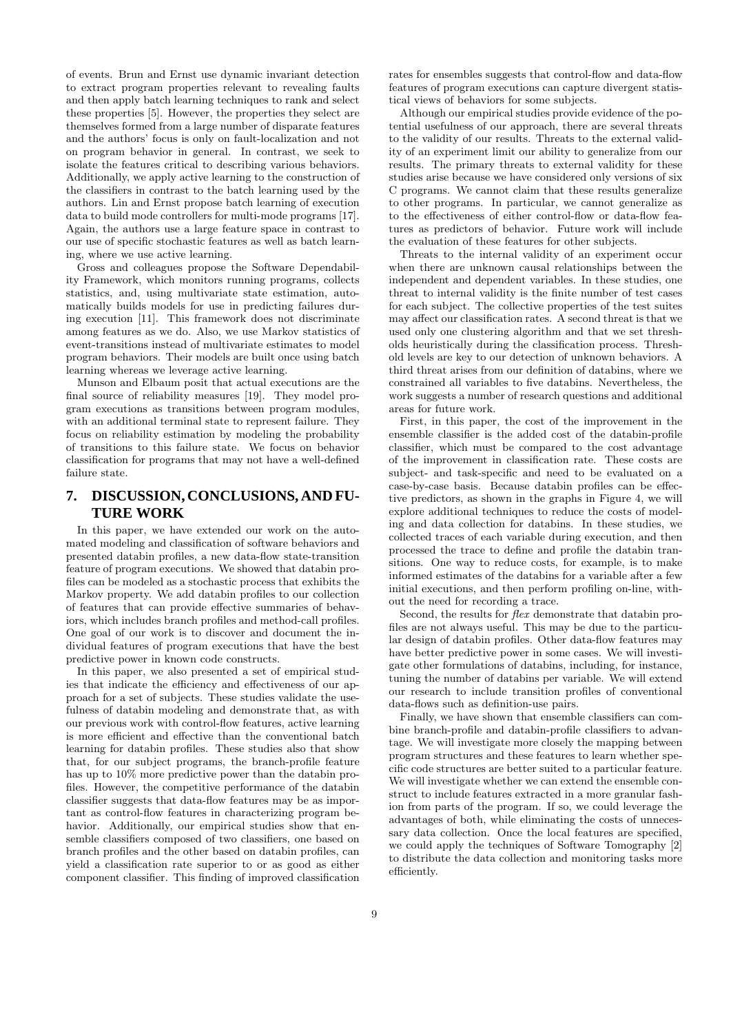of events. Brun and Ernst use dynamic invariant detection to extract program properties relevant to revealing faults and then apply batch learning techniques to rank and select these properties [5]. However, the properties they select are themselves formed from a large number of disparate features and the authors' focus is only on fault-localization and not on program behavior in general. In contrast, we seek to isolate the features critical to describing various behaviors. Additionally, we apply active learning to the construction of the classifiers in contrast to the batch learning used by the authors. Lin and Ernst propose batch learning of execution data to build mode controllers for multi-mode programs [17]. Again, the authors use a large feature space in contrast to our use of specific stochastic features as well as batch learning, where we use active learning.

Gross and colleagues propose the Software Dependability Framework, which monitors running programs, collects statistics, and, using multivariate state estimation, automatically builds models for use in predicting failures during execution [11]. This framework does not discriminate among features as we do. Also, we use Markov statistics of event-transitions instead of multivariate estimates to model program behaviors. Their models are built once using batch learning whereas we leverage active learning.

Munson and Elbaum posit that actual executions are the final source of reliability measures [19]. They model program executions as transitions between program modules, with an additional terminal state to represent failure. They focus on reliability estimation by modeling the probability of transitions to this failure state. We focus on behavior classification for programs that may not have a well-defined failure state.

## 7. DISCUSSION, CONCLUSIONS, AND FUTURE WORK

In this paper, we have extended our work on the automated modeling and classification of software behaviors and presented databin profiles, a new data-flow state-transition feature of program executions. We showed that databin profiles can be modeled as a stochastic process that exhibits the Markov property. We add databin profiles to our collection of features that can provide effective summaries of behaviors, which includes branch profiles and method-call profiles. One goal of our work is to discover and document the individual features of program executions that have the best predictive power in known code constructs.

In this paper, we also presented a set of empirical studies that indicate the efficiency and effectiveness of our approach for a set of subjects. These studies validate the usefulness of databin modeling and demonstrate that, as with our previous work with control-flow features, active learning is more efficient and effective than the conventional batch learning for databin profiles. These studies also that show that, for our subject programs, the branch-profile feature has up to 10% more predictive power than the databin profiles. However, the competitive performance of the databin classifier suggests that data-flow features may be as important as control-flow features in characterizing program behavior. Additionally, our empirical studies show that ensemble classifiers composed of two classifiers, one based on branch profiles and the other based on databin profiles, can yield a classification rate superior to or as good as either component classifier. This finding of improved classification rates for ensembles suggests that control-flow and data-flow features of program executions can capture divergent statistical views of behaviors for some subjects.

Although our empirical studies provide evidence of the potential usefulness of our approach, there are several threats to the validity of our results. Threats to the external validity of an experiment limit our ability to generalize from our results. The primary threats to external validity for these studies arise because we have considered only versions of six C programs. We cannot claim that these results generalize to other programs. In particular, we cannot generalize as to the effectiveness of either control-flow or data-flow features as predictors of behavior. Future work will include the evaluation of these features for other subjects.

Threats to the internal validity of an experiment occur when there are unknown causal relationships between the independent and dependent variables. In these studies, one threat to internal validity is the finite number of test cases for each subject. The collective properties of the test suites may affect our classification rates. A second threat is that we used only one clustering algorithm and that we set thresholds heuristically during the classification process. Threshold levels are key to our detection of unknown behaviors. A third threat arises from our definition of databins, where we constrained all variables to five databins. Nevertheless, the work suggests a number of research questions and additional areas for future work.

First, in this paper, the cost of the improvement in the ensemble classifier is the added cost of the databin-profile classifier, which must be compared to the cost advantage of the improvement in classification rate. These costs are subject- and task-specific and need to be evaluated on a case-by-case basis. Because databin profiles can be effective predictors, as shown in the graphs in Figure 4, we will explore additional techniques to reduce the costs of modeling and data collection for databins. In these studies, we collected traces of each variable during execution, and then processed the trace to define and profile the databin transitions. One way to reduce costs, for example, is to make informed estimates of the databins for a variable after a few initial executions, and then perform profiling on-line, without the need for recording a trace.

Second, the results for *flex* demonstrate that databin profiles are not always useful. This may be due to the particular design of databin profiles. Other data-flow features may have better predictive power in some cases. We will investigate other formulations of databins, including, for instance, tuning the number of databins per variable. We will extend our research to include transition profiles of conventional data-flows such as definition-use pairs.

Finally, we have shown that ensemble classifiers can combine branch-profile and databin-profile classifiers to advantage. We will investigate more closely the mapping between program structures and these features to learn whether specific code structures are better suited to a particular feature. We will investigate whether we can extend the ensemble construct to include features extracted in a more granular fashion from parts of the program. If so, we could leverage the advantages of both, while eliminating the costs of unnecessary data collection. Once the local features are specified, we could apply the techniques of Software Tomography [2] to distribute the data collection and monitoring tasks more efficiently.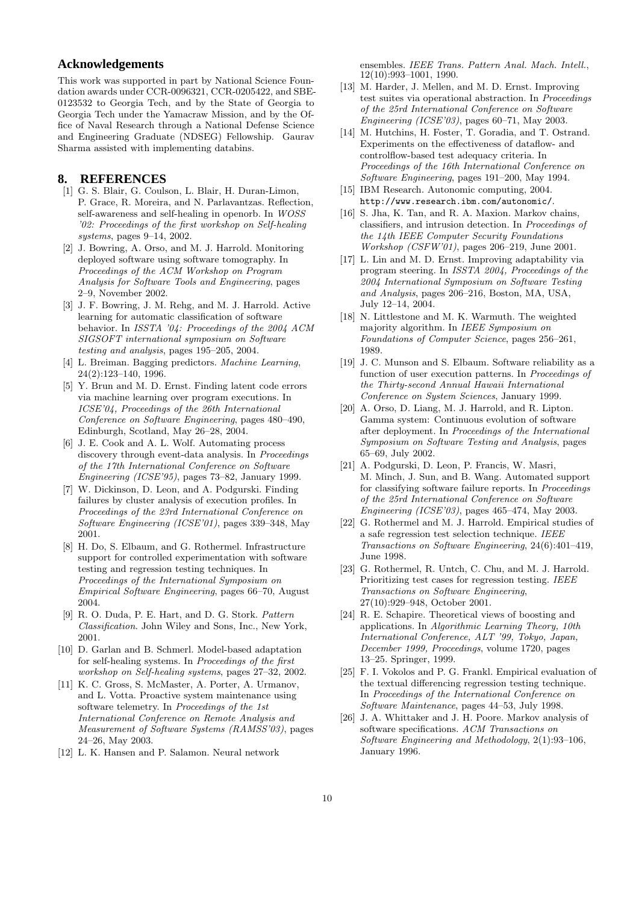## Acknowledgements

This work was supported in part by National Science Foundation awards under CCR-0096321, CCR-0205422, and SBE-0123532 to Georgia Tech, and by the State of Georgia to Georgia Tech under the Yamacraw Mission, and by the Office of Naval Research through a National Defense Science and Engineering Graduate (NDSEG) Fellowship. Gaurav Sharma assisted with implementing databins.

## 8. REFERENCES

[1] G. S. Blair, G. Coulson, L. Blair, H. Duran-Limon, P. Grace, R. Moreira, and N. Parlavantzas. Reflection, self-awareness and self-healing in openorb. In *WOSS '02: Proceedings of the first workshop on Self-healing systems*, pages 9–14, 2002.

[2] J. Bowring, A. Orso, and M. J. Harrold. Monitoring deployed software using software tomography. In *Proceedings of the ACM Workshop on Program Analysis for Software Tools and Engineering*, pages 2–9, November 2002.

[3] J. F. Bowring, J. M. Rehg, and M. J. Harrold. Active learning for automatic classification of software behavior. In *ISSTA '04: Proceedings of the 2004 ACM SIGSOFT international symposium on Software testing and analysis*, pages 195–205, 2004.

[4] L. Breiman. Bagging predictors. *Machine Learning*, 24(2):123–140, 1996.

[5] Y. Brun and M. D. Ernst. Finding latent code errors via machine learning over program executions. In *ICSE'04, Proceedings of the 26th International Conference on Software Engineering*, pages 480–490, Edinburgh, Scotland, May 26–28, 2004.

[6] J. E. Cook and A. L. Wolf. Automating process discovery through event-data analysis. In *Proceedings of the 17th International Conference on Software Engineering (ICSE'95)*, pages 73–82, January 1999.

[7] W. Dickinson, D. Leon, and A. Podgurski. Finding failures by cluster analysis of execution profiles. In *Proceedings of the 23rd International Conference on Software Engineering (ICSE'01)*, pages 339–348, May 2001.

[8] H. Do, S. Elbaum, and G. Rothermel. Infrastructure support for controlled experimentation with software testing and regression testing techniques. In *Proceedings of the International Symposium on Empirical Software Engineering*, pages 66–70, August 2004.

[9] R. O. Duda, P. E. Hart, and D. G. Stork. *Pattern Classification*. John Wiley and Sons, Inc., New York, 2001.

[10] D. Garlan and B. Schmerl. Model-based adaptation for self-healing systems. In *Proceedings of the first workshop on Self-healing systems*, pages 27–32, 2002.

[11] K. C. Gross, S. McMaster, A. Porter, A. Urmanov, and L. Votta. Proactive system maintenance using software telemetry. In *Proceedings of the 1st International Conference on Remote Analysis and Measurement of Software Systems (RAMSS'03)*, pages 24–26, May 2003.

[12] L. K. Hansen and P. Salamon. Neural network ensembles. *IEEE Trans. Pattern Anal. Mach. Intell.*, 12(10):993–1001, 1990.

[13] M. Harder, J. Mellen, and M. D. Ernst. Improving test suites via operational abstraction. In *Proceedings of the 25rd International Conference on Software Engineering (ICSE'03)*, pages 60–71, May 2003.

[14] M. Hutchins, H. Foster, T. Goradia, and T. Ostrand. Experiments on the effectiveness of dataflow- and controlflow-based test adequacy criteria. In *Proceedings of the 16th International Conference on Software Engineering*, pages 191–200, May 1994.

[15] IBM Research. Autonomic computing, 2004. `http://www.research.ibm.com/autonomic/`.

[16] S. Jha, K. Tan, and R. A. Maxion. Markov chains, classifiers, and intrusion detection. In *Proceedings of the 14th IEEE Computer Security Foundations Workshop (CSFW'01)*, pages 206–219, June 2001.

[17] L. Lin and M. D. Ernst. Improving adaptability via program steering. In *ISSTA 2004, Proceedings of the 2004 International Symposium on Software Testing and Analysis*, pages 206–216, Boston, MA, USA, July 12–14, 2004.

[18] N. Littlestone and M. K. Warmuth. The weighted majority algorithm. In *IEEE Symposium on Foundations of Computer Science*, pages 256–261, 1989.

[19] J. C. Munson and S. Elbaum. Software reliability as a function of user execution patterns. In *Proceedings of the Thirty-second Annual Hawaii International Conference on System Sciences*, January 1999.

[20] A. Orso, D. Liang, M. J. Harrold, and R. Lipton. Gamma system: Continuous evolution of software after deployment. In *Proceedings of the International Symposium on Software Testing and Analysis*, pages 65–69, July 2002.

[21] A. Podgurski, D. Leon, P. Francis, W. Masri, M. Minch, J. Sun, and B. Wang. Automated support for classifying software failure reports. In *Proceedings of the 25rd International Conference on Software Engineering (ICSE'03)*, pages 465–474, May 2003.

[22] G. Rothermel and M. J. Harrold. Empirical studies of a safe regression test selection technique. *IEEE Transactions on Software Engineering*, 24(6):401–419, June 1998.

[23] G. Rothermel, R. Untch, C. Chu, and M. J. Harrold. Prioritizing test cases for regression testing. *IEEE Transactions on Software Engineering*, 27(10):929–948, October 2001.

[24] R. E. Schapire. Theoretical views of boosting and applications. In *Algorithmic Learning Theory, 10th International Conference, ALT '99, Tokyo, Japan, December 1999, Proceedings*, volume 1720, pages 13–25. Springer, 1999.

[25] F. I. Vokolos and P. G. Frankl. Empirical evaluation of the textual differencing regression testing technique. In *Proceedings of the International Conference on Software Maintenance*, pages 44–53, July 1998.

[26] J. A. Whittaker and J. H. Poore. Markov analysis of software specifications. *ACM Transactions on Software Engineering and Methodology*, 2(1):93–106, January 1996.